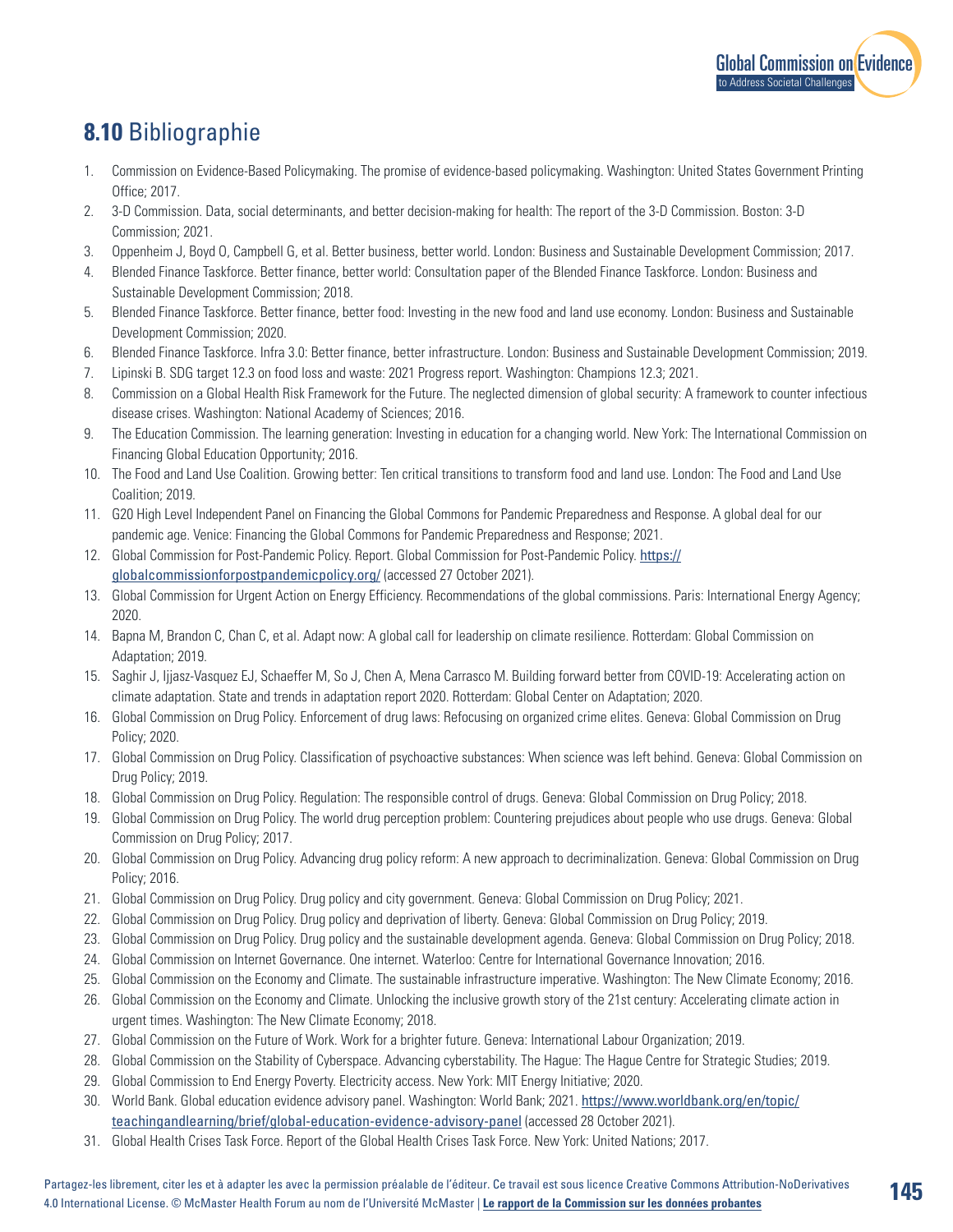## **8.10** Bibliographie

1. Commission on Evidence-Based Policymaking. The promise of evidence-based policymaking. Washington: United States Government Printing Office; 2017.
2. 3-D Commission. Data, social determinants, and better decision-making for health: The report of the 3-D Commission. Boston: 3-D Commission; 2021.
3. Oppenheim J, Boyd O, Campbell G, et al. Better business, better world. London: Business and Sustainable Development Commission; 2017.
4. Blended Finance Taskforce. Better finance, better world: Consultation paper of the Blended Finance Taskforce. London: Business and Sustainable Development Commission; 2018.
5. Blended Finance Taskforce. Better finance, better food: Investing in the new food and land use economy. London: Business and Sustainable Development Commission; 2020.
6. Blended Finance Taskforce. Infra 3.0: Better finance, better infrastructure. London: Business and Sustainable Development Commission; 2019.
7. Lipinski B. SDG target 12.3 on food loss and waste: 2021 Progress report. Washington: Champions 12.3; 2021.
8. Commission on a Global Health Risk Framework for the Future. The neglected dimension of global security: A framework to counter infectious disease crises. Washington: National Academy of Sciences; 2016.
9. The Education Commission. The learning generation: Investing in education for a changing world. New York: The International Commission on Financing Global Education Opportunity; 2016.
10. The Food and Land Use Coalition. Growing better: Ten critical transitions to transform food and land use. London: The Food and Land Use Coalition; 2019.
11. G20 High Level Independent Panel on Financing the Global Commons for Pandemic Preparedness and Response. A global deal for our pandemic age. Venice: Financing the Global Commons for Pandemic Preparedness and Response; 2021.
12. Global Commission for Post-Pandemic Policy. Report. Global Commission for Post-Pandemic Policy. https://globalcommissionforpostpandemicpolicy.org/ (accessed 27 October 2021).
13. Global Commission for Urgent Action on Energy Efficiency. Recommendations of the global commissions. Paris: International Energy Agency; 2020.
14. Bapna M, Brandon C, Chan C, et al. Adapt now: A global call for leadership on climate resilience. Rotterdam: Global Commission on Adaptation; 2019.
15. Saghir J, Ijjasz-Vasquez EJ, Schaeffer M, So J, Chen A, Mena Carrasco M. Building forward better from COVID-19: Accelerating action on climate adaptation. State and trends in adaptation report 2020. Rotterdam: Global Center on Adaptation; 2020.
16. Global Commission on Drug Policy. Enforcement of drug laws: Refocusing on organized crime elites. Geneva: Global Commission on Drug Policy; 2020.
17. Global Commission on Drug Policy. Classification of psychoactive substances: When science was left behind. Geneva: Global Commission on Drug Policy; 2019.
18. Global Commission on Drug Policy. Regulation: The responsible control of drugs. Geneva: Global Commission on Drug Policy; 2018.
19. Global Commission on Drug Policy. The world drug perception problem: Countering prejudices about people who use drugs. Geneva: Global Commission on Drug Policy; 2017.
20. Global Commission on Drug Policy. Advancing drug policy reform: A new approach to decriminalization. Geneva: Global Commission on Drug Policy; 2016.
21. Global Commission on Drug Policy. Drug policy and city government. Geneva: Global Commission on Drug Policy; 2021.
22. Global Commission on Drug Policy. Drug policy and deprivation of liberty. Geneva: Global Commission on Drug Policy; 2019.
23. Global Commission on Drug Policy. Drug policy and the sustainable development agenda. Geneva: Global Commission on Drug Policy; 2018.
24. Global Commission on Internet Governance. One internet. Waterloo: Centre for International Governance Innovation; 2016.
25. Global Commission on the Economy and Climate. The sustainable infrastructure imperative. Washington: The New Climate Economy; 2016.
26. Global Commission on the Economy and Climate. Unlocking the inclusive growth story of the 21st century: Accelerating climate action in urgent times. Washington: The New Climate Economy; 2018.
27. Global Commission on the Future of Work. Work for a brighter future. Geneva: International Labour Organization; 2019.
28. Global Commission on the Stability of Cyberspace. Advancing cyberstability. The Hague: The Hague Centre for Strategic Studies; 2019.
29. Global Commission to End Energy Poverty. Electricity access. New York: MIT Energy Initiative; 2020.
30. World Bank. Global education evidence advisory panel. Washington: World Bank; 2021. https://www.worldbank.org/en/topic/teachingandlearning/brief/global-education-evidence-advisory-panel (accessed 28 October 2021).
31. Global Health Crises Task Force. Report of the Global Health Crises Task Force. New York: United Nations; 2017.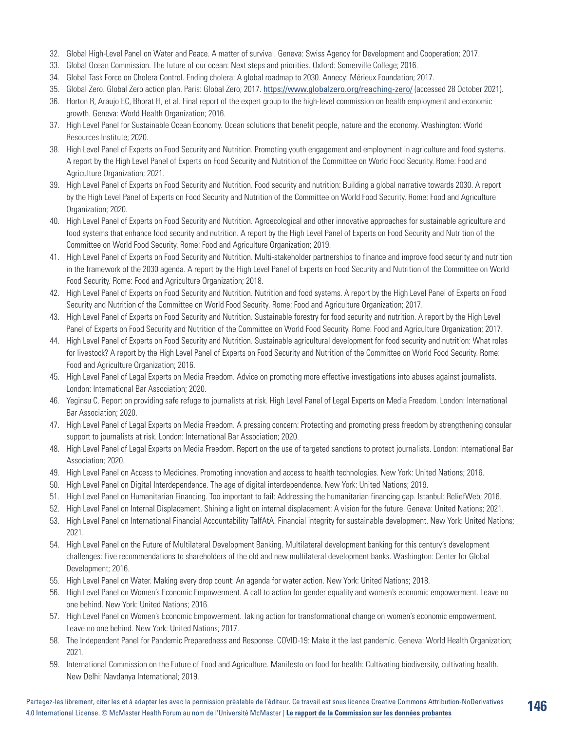32. Global High-Level Panel on Water and Peace. A matter of survival. Geneva: Swiss Agency for Development and Cooperation; 2017.
33. Global Ocean Commission. The future of our ocean: Next steps and priorities. Oxford: Somerville College; 2016.
34. Global Task Force on Cholera Control. Ending cholera: A global roadmap to 2030. Annecy: Mérieux Foundation; 2017.
35. Global Zero. Global Zero action plan. Paris: Global Zero; 2017. https://www.globalzero.org/reaching-zero/ (accessed 28 October 2021).
36. Horton R, Araujo EC, Bhorat H, et al. Final report of the expert group to the high-level commission on health employment and economic growth. Geneva: World Health Organization; 2016.
37. High Level Panel for Sustainable Ocean Economy. Ocean solutions that benefit people, nature and the economy. Washington: World Resources Institute; 2020.
38. High Level Panel of Experts on Food Security and Nutrition. Promoting youth engagement and employment in agriculture and food systems. A report by the High Level Panel of Experts on Food Security and Nutrition of the Committee on World Food Security. Rome: Food and Agriculture Organization; 2021.
39. High Level Panel of Experts on Food Security and Nutrition. Food security and nutrition: Building a global narrative towards 2030. A report by the High Level Panel of Experts on Food Security and Nutrition of the Committee on World Food Security. Rome: Food and Agriculture Organization; 2020.
40. High Level Panel of Experts on Food Security and Nutrition. Agroecological and other innovative approaches for sustainable agriculture and food systems that enhance food security and nutrition. A report by the High Level Panel of Experts on Food Security and Nutrition of the Committee on World Food Security. Rome: Food and Agriculture Organization; 2019.
41. High Level Panel of Experts on Food Security and Nutrition. Multi-stakeholder partnerships to finance and improve food security and nutrition in the framework of the 2030 agenda. A report by the High Level Panel of Experts on Food Security and Nutrition of the Committee on World Food Security. Rome: Food and Agriculture Organization; 2018.
42. High Level Panel of Experts on Food Security and Nutrition. Nutrition and food systems. A report by the High Level Panel of Experts on Food Security and Nutrition of the Committee on World Food Security. Rome: Food and Agriculture Organization; 2017.
43. High Level Panel of Experts on Food Security and Nutrition. Sustainable forestry for food security and nutrition. A report by the High Level Panel of Experts on Food Security and Nutrition of the Committee on World Food Security. Rome: Food and Agriculture Organization; 2017.
44. High Level Panel of Experts on Food Security and Nutrition. Sustainable agricultural development for food security and nutrition: What roles for livestock? A report by the High Level Panel of Experts on Food Security and Nutrition of the Committee on World Food Security. Rome: Food and Agriculture Organization; 2016.
45. High Level Panel of Legal Experts on Media Freedom. Advice on promoting more effective investigations into abuses against journalists. London: International Bar Association; 2020.
46. Yeginsu C. Report on providing safe refuge to journalists at risk. High Level Panel of Legal Experts on Media Freedom. London: International Bar Association; 2020.
47. High Level Panel of Legal Experts on Media Freedom. A pressing concern: Protecting and promoting press freedom by strengthening consular support to journalists at risk. London: International Bar Association; 2020.
48. High Level Panel of Legal Experts on Media Freedom. Report on the use of targeted sanctions to protect journalists. London: International Bar Association; 2020.
49. High Level Panel on Access to Medicines. Promoting innovation and access to health technologies. New York: United Nations; 2016.
50. High Level Panel on Digital Interdependence. The age of digital interdependence. New York: United Nations; 2019.
51. High Level Panel on Humanitarian Financing. Too important to fail: Addressing the humanitarian financing gap. Istanbul: ReliefWeb; 2016.
52. High Level Panel on Internal Displacement. Shining a light on internal displacement: A vision for the future. Geneva: United Nations; 2021.
53. High Level Panel on International Financial Accountability TaIfAtA. Financial integrity for sustainable development. New York: United Nations; 2021.
54. High Level Panel on the Future of Multilateral Development Banking. Multilateral development banking for this century's development challenges: Five recommendations to shareholders of the old and new multilateral development banks. Washington: Center for Global Development; 2016.
55. High Level Panel on Water. Making every drop count: An agenda for water action. New York: United Nations; 2018.
56. High Level Panel on Women's Economic Empowerment. A call to action for gender equality and women's economic empowerment. Leave no one behind. New York: United Nations; 2016.
57. High Level Panel on Women's Economic Empowerment. Taking action for transformational change on women's economic empowerment. Leave no one behind. New York: United Nations; 2017.
58. The Independent Panel for Pandemic Preparedness and Response. COVID-19: Make it the last pandemic. Geneva: World Health Organization; 2021.
59. International Commission on the Future of Food and Agriculture. Manifesto on food for health: Cultivating biodiversity, cultivating health. New Delhi: Navdanya International; 2019.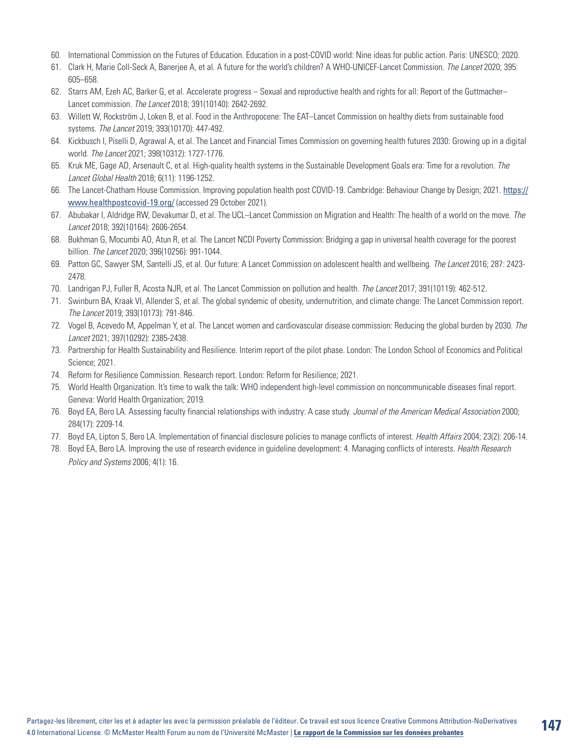60. International Commission on the Futures of Education. Education in a post-COVID world: Nine ideas for public action. Paris: UNESCO; 2020.
61. Clark H, Marie Coll-Seck A, Banerjee A, et al. A future for the world's children? A WHO-UNICEF-Lancet Commission. *The Lancet* 2020; 395: 605–658.
62. Starrs AM, Ezeh AC, Barker G, et al. Accelerate progress – Sexual and reproductive health and rights for all: Report of the Guttmacher–Lancet commission. *The Lancet* 2018; 391(10140): 2642-2692.
63. Willett W, Rockström J, Loken B, et al. Food in the Anthropocene: The EAT–Lancet Commission on healthy diets from sustainable food systems. *The Lancet* 2019; 393(10170): 447-492.
64. Kickbusch I, Piselli D, Agrawal A, et al. The Lancet and Financial Times Commission on governing health futures 2030: Growing up in a digital world. *The Lancet* 2021; 398(10312): 1727-1776.
65. Kruk ME, Gage AD, Arsenault C, et al. High-quality health systems in the Sustainable Development Goals era: Time for a revolution. *The Lancet Global Health* 2018; 6(11): 1196-1252.
66. The Lancet-Chatham House Commission. Improving population health post COVID-19. Cambridge: Behaviour Change by Design; 2021. https://www.healthpostcovid-19.org/ (accessed 29 October 2021).
67. Abubakar I, Aldridge RW, Devakumar D, et al. The UCL–Lancet Commission on Migration and Health: The health of a world on the move. *The Lancet* 2018; 392(10164): 2606-2654.
68. Bukhman G, Mocumbi AO, Atun R, et al. The Lancet NCDI Poverty Commission: Bridging a gap in universal health coverage for the poorest billion. *The Lancet* 2020; 396(10256): 991-1044.
69. Patton GC, Sawyer SM, Santelli JS, et al. Our future: A Lancet Commission on adolescent health and wellbeing. *The Lancet* 2016; 287: 2423-2478.
70. Landrigan PJ, Fuller R, Acosta NJR, et al. The Lancet Commission on pollution and health. *The Lancet* 2017; 391(10119): 462-512.
71. Swinburn BA, Kraak VI, Allender S, et al. The global syndemic of obesity, undernutrition, and climate change: The Lancet Commission report. *The Lancet* 2019; 393(10173): 791-846.
72. Vogel B, Acevedo M, Appelman Y, et al. The Lancet women and cardiovascular disease commission: Reducing the global burden by 2030. *The Lancet* 2021; 397(10292): 2385-2438.
73. Partnership for Health Sustainability and Resilience. Interim report of the pilot phase. London: The London School of Economics and Political Science; 2021.
74. Reform for Resilience Commission. Research report. London: Reform for Resilience; 2021.
75. World Health Organization. It's time to walk the talk: WHO independent high-level commission on noncommunicable diseases final report. Geneva: World Health Organization; 2019.
76. Boyd EA, Bero LA. Assessing faculty financial relationships with industry: A case study. *Journal of the American Medical Association* 2000; 284(17): 2209-14.
77. Boyd EA, Lipton S, Bero LA. Implementation of financial disclosure policies to manage conflicts of interest. *Health Affairs* 2004; 23(2): 206-14.
78. Boyd EA, Bero LA. Improving the use of research evidence in guideline development: 4. Managing conflicts of interests. *Health Research Policy and Systems* 2006; 4(1): 16.